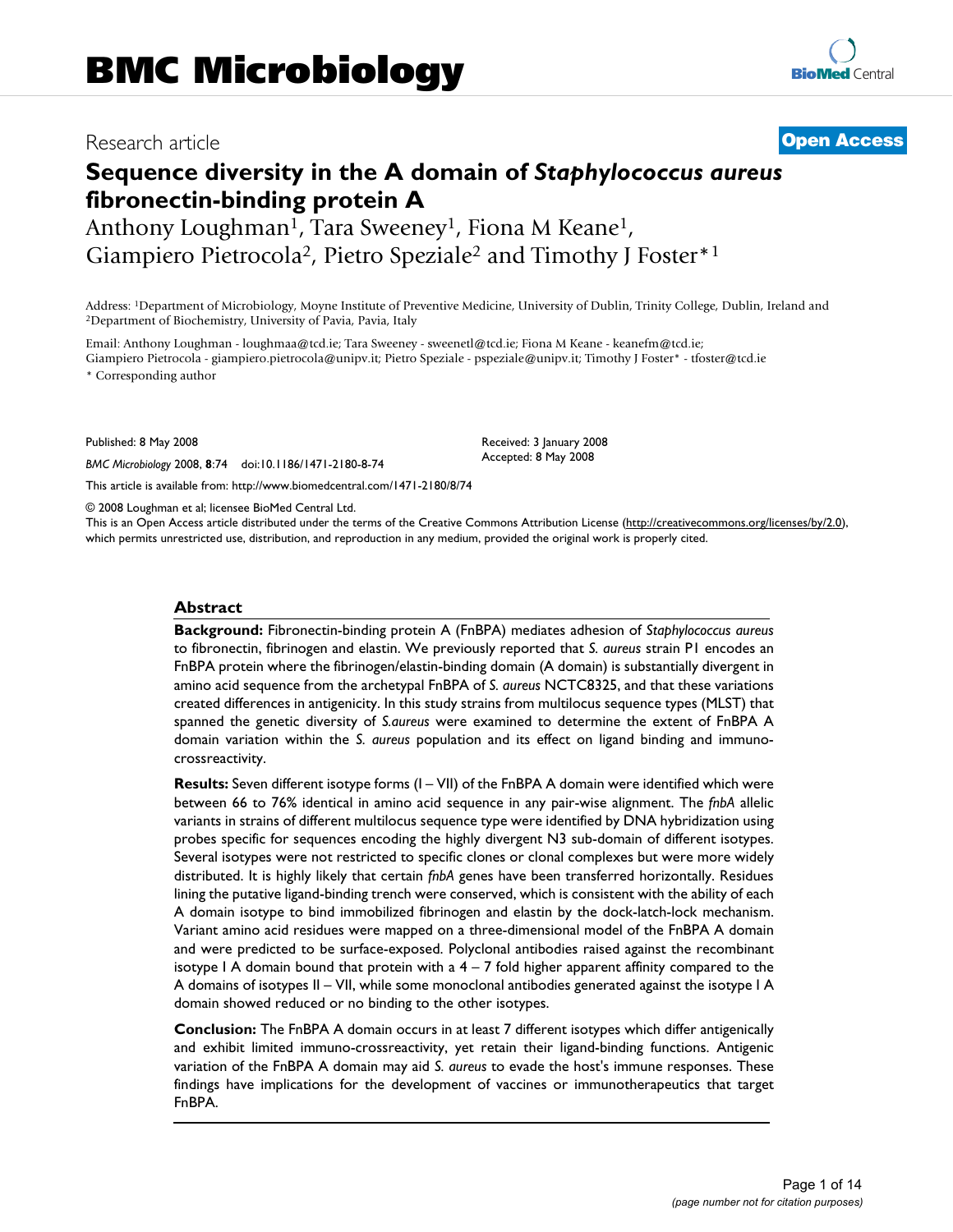BMC Microbiology

Research article

Open Access

# Sequence diversity in the A domain of *Staphylococcus aureus* fibronectin-binding protein A

Anthony Loughman[1], Tara Sweeney[1], Fiona M Keane[1], Giampiero Pietrocola[2], Pietro Speziale[2] and Timothy J Foster*[1]

Address: [1]Department of Microbiology, Moyne Institute of Preventive Medicine, University of Dublin, Trinity College, Dublin, Ireland and [2]Department of Biochemistry, University of Pavia, Pavia, Italy

Email: Anthony Loughman - loughmaa@tcd.ie; Tara Sweeney - sweenetl@tcd.ie; Fiona M Keane - keanefm@tcd.ie; Giampiero Pietrocola - giampiero.pietrocola@unipv.it; Pietro Speziale - pspeziale@unipv.it; Timothy J Foster* - tfoster@tcd.ie

* Corresponding author

Published: 8 May 2008

*BMC Microbiology* 2008, **8**:74 doi:10.1186/1471-2180-8-74

Received: 3 January 2008
Accepted: 8 May 2008

This article is available from: http://www.biomedcentral.com/1471-2180/8/74

© 2008 Loughman et al; licensee BioMed Central Ltd.

This is an Open Access article distributed under the terms of the Creative Commons Attribution License (http://creativecommons.org/licenses/by/2.0), which permits unrestricted use, distribution, and reproduction in any medium, provided the original work is properly cited.

## Abstract

**Background:** Fibronectin-binding protein A (FnBPA) mediates adhesion of *Staphylococcus aureus* to fibronectin, fibrinogen and elastin. We previously reported that *S. aureus* strain P1 encodes an FnBPA protein where the fibrinogen/elastin-binding domain (A domain) is substantially divergent in amino acid sequence from the archetypal FnBPA of *S. aureus* NCTC8325, and that these variations created differences in antigenicity. In this study strains from multilocus sequence types (MLST) that spanned the genetic diversity of *S.aureus* were examined to determine the extent of FnBPA A domain variation within the *S. aureus* population and its effect on ligand binding and immuno-crossreactivity.

**Results:** Seven different isotype forms (I – VII) of the FnBPA A domain were identified which were between 66 to 76% identical in amino acid sequence in any pair-wise alignment. The *fnbA* allelic variants in strains of different multilocus sequence type were identified by DNA hybridization using probes specific for sequences encoding the highly divergent N3 sub-domain of different isotypes. Several isotypes were not restricted to specific clones or clonal complexes but were more widely distributed. It is highly likely that certain *fnbA* genes have been transferred horizontally. Residues lining the putative ligand-binding trench were conserved, which is consistent with the ability of each A domain isotype to bind immobilized fibrinogen and elastin by the dock-latch-lock mechanism. Variant amino acid residues were mapped on a three-dimensional model of the FnBPA A domain and were predicted to be surface-exposed. Polyclonal antibodies raised against the recombinant isotype I A domain bound that protein with a 4 – 7 fold higher apparent affinity compared to the A domains of isotypes II – VII, while some monoclonal antibodies generated against the isotype I A domain showed reduced or no binding to the other isotypes.

**Conclusion:** The FnBPA A domain occurs in at least 7 different isotypes which differ antigenically and exhibit limited immuno-crossreactivity, yet retain their ligand-binding functions. Antigenic variation of the FnBPA A domain may aid *S. aureus* to evade the host's immune responses. These findings have implications for the development of vaccines or immunotherapeutics that target FnBPA.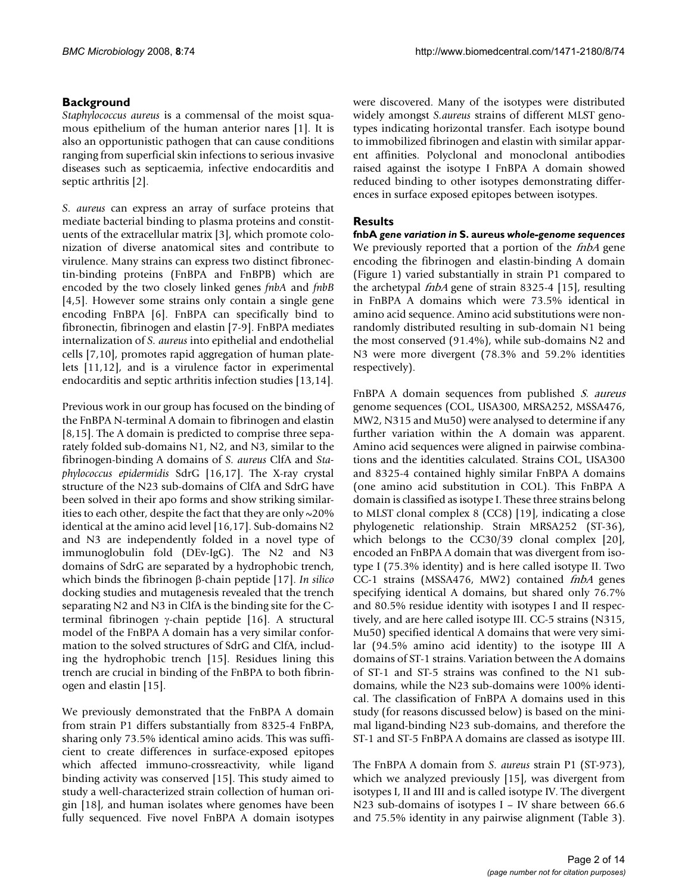## Background

*Staphylococcus aureus* is a commensal of the moist squamous epithelium of the human anterior nares [1]. It is also an opportunistic pathogen that can cause conditions ranging from superficial skin infections to serious invasive diseases such as septicaemia, infective endocarditis and septic arthritis [2].

*S. aureus* can express an array of surface proteins that mediate bacterial binding to plasma proteins and constituents of the extracellular matrix [3], which promote colonization of diverse anatomical sites and contribute to virulence. Many strains can express two distinct fibronectin-binding proteins (FnBPA and FnBPB) which are encoded by the two closely linked genes *fnbA* and *fnbB* [4,5]. However some strains only contain a single gene encoding FnBPA [6]. FnBPA can specifically bind to fibronectin, fibrinogen and elastin [7-9]. FnBPA mediates internalization of *S. aureus* into epithelial and endothelial cells [7,10], promotes rapid aggregation of human platelets [11,12], and is a virulence factor in experimental endocarditis and septic arthritis infection studies [13,14].

Previous work in our group has focused on the binding of the FnBPA N-terminal A domain to fibrinogen and elastin [8,15]. The A domain is predicted to comprise three separately folded sub-domains N1, N2, and N3, similar to the fibrinogen-binding A domains of *S. aureus* ClfA and *Staphylococcus epidermidis* SdrG [16,17]. The X-ray crystal structure of the N23 sub-domains of ClfA and SdrG have been solved in their apo forms and show striking similarities to each other, despite the fact that they are only ~20% identical at the amino acid level [16,17]. Sub-domains N2 and N3 are independently folded in a novel type of immunoglobulin fold (DEv-IgG). The N2 and N3 domains of SdrG are separated by a hydrophobic trench, which binds the fibrinogen β-chain peptide [17]. *In silico* docking studies and mutagenesis revealed that the trench separating N2 and N3 in ClfA is the binding site for the C-terminal fibrinogen γ-chain peptide [16]. A structural model of the FnBPA A domain has a very similar conformation to the solved structures of SdrG and ClfA, including the hydrophobic trench [15]. Residues lining this trench are crucial in binding of the FnBPA to both fibrinogen and elastin [15].

We previously demonstrated that the FnBPA A domain from strain P1 differs substantially from 8325-4 FnBPA, sharing only 73.5% identical amino acids. This was sufficient to create differences in surface-exposed epitopes which affected immuno-crossreactivity, while ligand binding activity was conserved [15]. This study aimed to study a well-characterized strain collection of human origin [18], and human isolates where genomes have been fully sequenced. Five novel FnBPA A domain isotypes were discovered. Many of the isotypes were distributed widely amongst *S.aureus* strains of different MLST genotypes indicating horizontal transfer. Each isotype bound to immobilized fibrinogen and elastin with similar apparent affinities. Polyclonal and monoclonal antibodies raised against the isotype I FnBPA A domain showed reduced binding to other isotypes demonstrating differences in surface exposed epitopes between isotypes.

## Results

### *fnbA* gene variation in *S. aureus* whole-genome sequences

We previously reported that a portion of the *fnbA* gene encoding the fibrinogen and elastin-binding A domain (Figure 1) varied substantially in strain P1 compared to the archetypal *fnbA* gene of strain 8325-4 [15], resulting in FnBPA A domains which were 73.5% identical in amino acid sequence. Amino acid substitutions were nonrandomly distributed resulting in sub-domain N1 being the most conserved (91.4%), while sub-domains N2 and N3 were more divergent (78.3% and 59.2% identities respectively).

FnBPA A domain sequences from published *S. aureus* genome sequences (COL, USA300, MRSA252, MSSA476, MW2, N315 and Mu50) were analysed to determine if any further variation within the A domain was apparent. Amino acid sequences were aligned in pairwise combinations and the identities calculated. Strains COL, USA300 and 8325-4 contained highly similar FnBPA A domains (one amino acid substitution in COL). This FnBPA A domain is classified as isotype I. These three strains belong to MLST clonal complex 8 (CC8) [19], indicating a close phylogenetic relationship. Strain MRSA252 (ST-36), which belongs to the CC30/39 clonal complex [20], encoded an FnBPA A domain that was divergent from isotype I (75.3% identity) and is here called isotype II. Two CC-1 strains (MSSA476, MW2) contained *fnbA* genes specifying identical A domains, but shared only 76.7% and 80.5% residue identity with isotypes I and II respectively, and are here called isotype III. CC-5 strains (N315, Mu50) specified identical A domains that were very similar (94.5% amino acid identity) to the isotype III A domains of ST-1 strains. Variation between the A domains of ST-1 and ST-5 strains was confined to the N1 subdomains, while the N23 sub-domains were 100% identical. The classification of FnBPA A domains used in this study (for reasons discussed below) is based on the minimal ligand-binding N23 sub-domains, and therefore the ST-1 and ST-5 FnBPA A domains are classed as isotype III.

The FnBPA A domain from *S. aureus* strain P1 (ST-973), which we analyzed previously [15], was divergent from isotypes I, II and III and is called isotype IV. The divergent N23 sub-domains of isotypes I – IV share between 66.6 and 75.5% identity in any pairwise alignment (Table 3).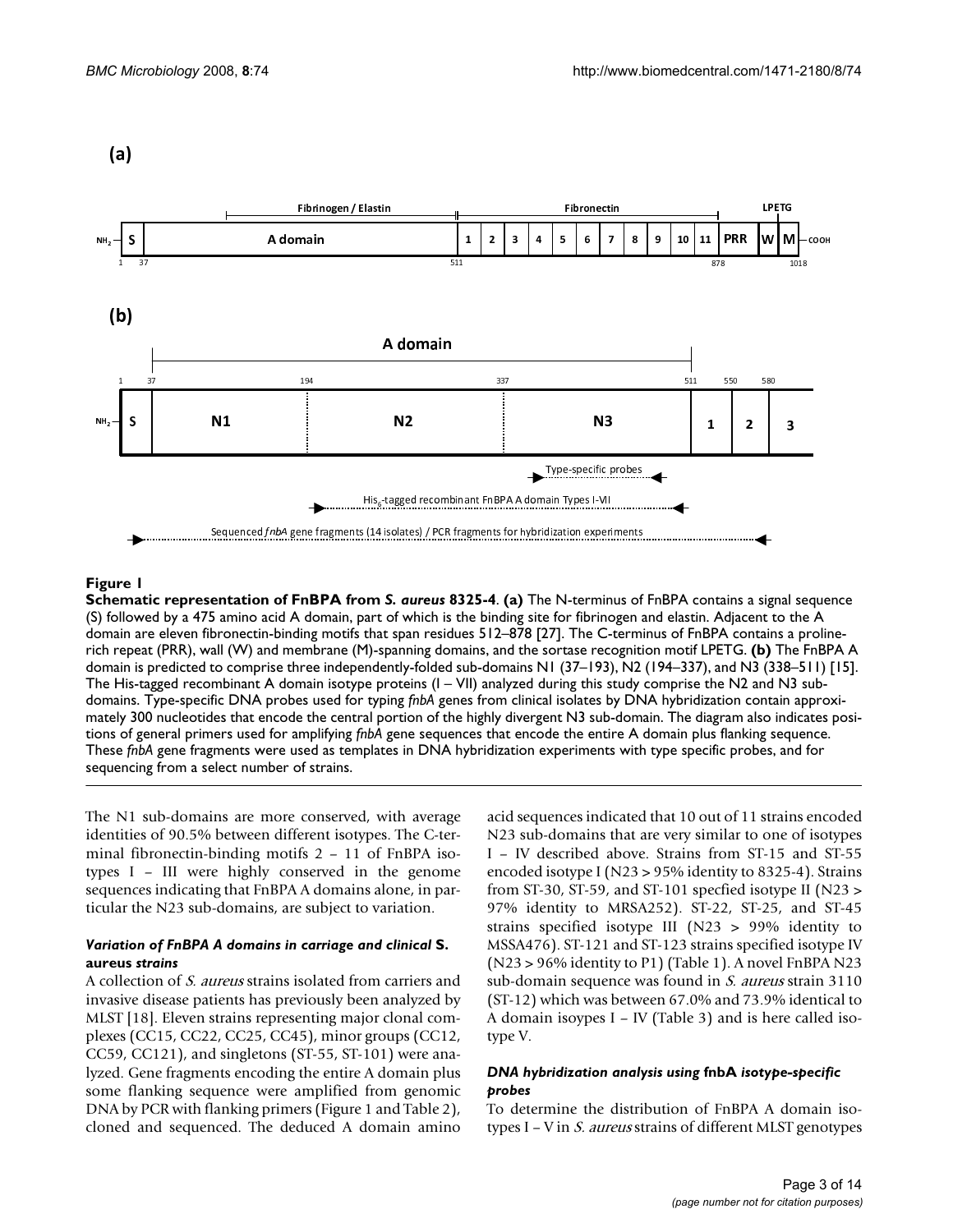**Figure 1**

**Schematic representation of FnBPA from *S. aureus* 8325-4**. **(a)** The N-terminus of FnBPA contains a signal sequence (S) followed by a 475 amino acid A domain, part of which is the binding site for fibrinogen and elastin. Adjacent to the A domain are eleven fibronectin-binding motifs that span residues 512–878 [27]. The C-terminus of FnBPA contains a proline-rich repeat (PRR), wall (W) and membrane (M)-spanning domains, and the sortase recognition motif LPETG. **(b)** The FnBPA A domain is predicted to comprise three independently-folded sub-domains N1 (37–193), N2 (194–337), and N3 (338–511) [15]. The His-tagged recombinant A domain isotype proteins (I – VII) analyzed during this study comprise the N2 and N3 sub-domains. Type-specific DNA probes used for typing *fnbA* genes from clinical isolates by DNA hybridization contain approximately 300 nucleotides that encode the central portion of the highly divergent N3 sub-domain. The diagram also indicates positions of general primers used for amplifying *fnbA* gene sequences that encode the entire A domain plus flanking sequence. These *fnbA* gene fragments were used as templates in DNA hybridization experiments with type specific probes, and for sequencing from a select number of strains.

The N1 sub-domains are more conserved, with average identities of 90.5% between different isotypes. The C-terminal fibronectin-binding motifs 2 – 11 of FnBPA isotypes I – III were highly conserved in the genome sequences indicating that FnBPA A domains alone, in particular the N23 sub-domains, are subject to variation.

### *Variation of FnBPA A domains in carriage and clinical* S. aureus *strains*

A collection of *S. aureus* strains isolated from carriers and invasive disease patients has previously been analyzed by MLST [18]. Eleven strains representing major clonal complexes (CC15, CC22, CC25, CC45), minor groups (CC12, CC59, CC121), and singletons (ST-55, ST-101) were analyzed. Gene fragments encoding the entire A domain plus some flanking sequence were amplified from genomic DNA by PCR with flanking primers (Figure 1 and Table 2), cloned and sequenced. The deduced A domain amino acid sequences indicated that 10 out of 11 strains encoded N23 sub-domains that are very similar to one of isotypes I – IV described above. Strains from ST-15 and ST-55 encoded isotype I (N23 > 95% identity to 8325-4). Strains from ST-30, ST-59, and ST-101 specfied isotype II (N23 > 97% identity to MRSA252). ST-22, ST-25, and ST-45 strains specified isotype III (N23 > 99% identity to MSSA476). ST-121 and ST-123 strains specified isotype IV (N23 > 96% identity to P1) (Table 1). A novel FnBPA N23 sub-domain sequence was found in *S. aureus* strain 3110 (ST-12) which was between 67.0% and 73.9% identical to A domain isoypes I – IV (Table 3) and is here called isotype V.

### *DNA hybridization analysis using* fnbA *isotype-specific probes*

To determine the distribution of FnBPA A domain isotypes I – V in *S. aureus* strains of different MLST genotypes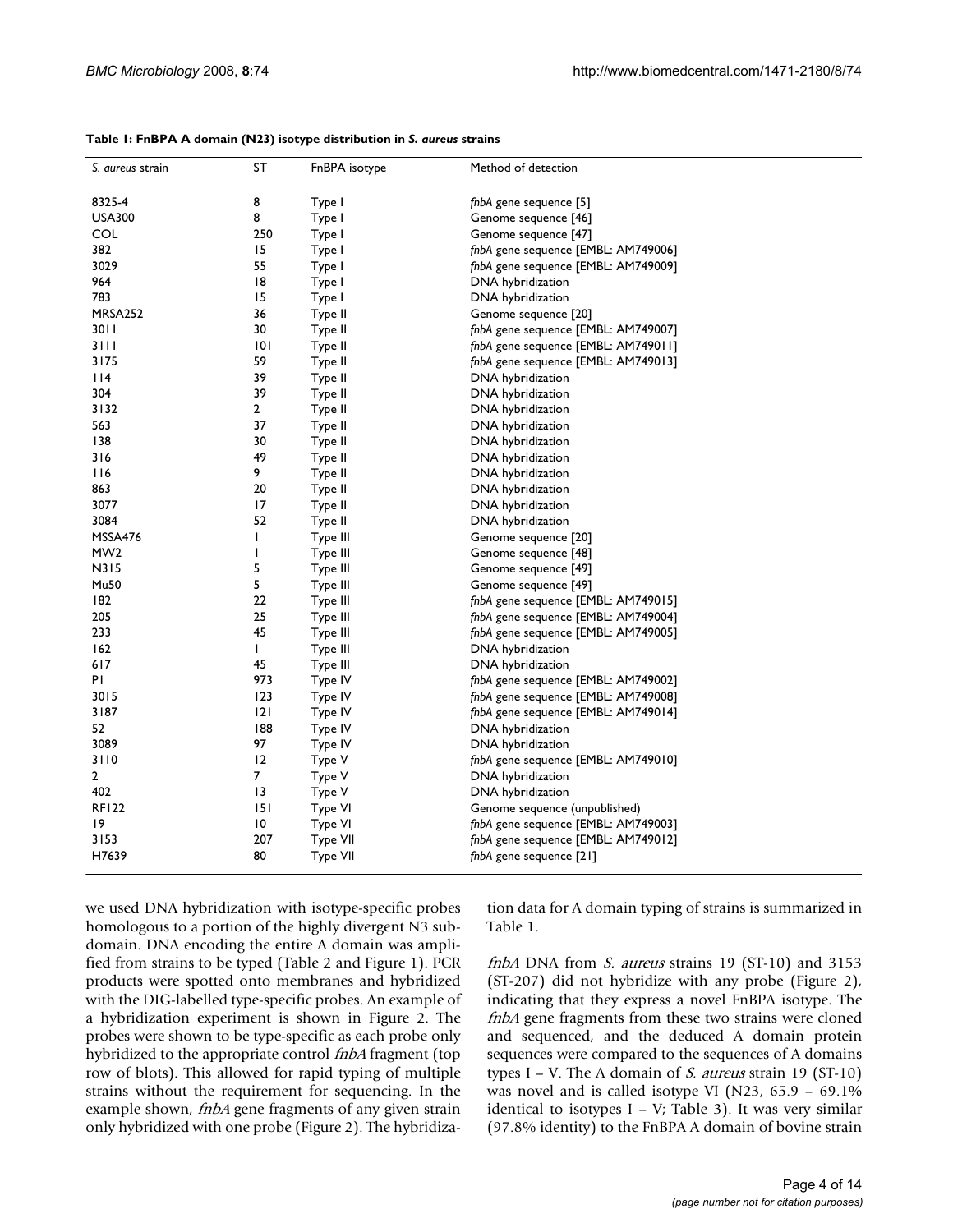**Table 1: FnBPA A domain (N23) isotype distribution in *S. aureus* strains**

| *S. aureus* strain | ST | FnBPA isotype | Method of detection |
|---|---|---|---|
| 8325-4 | 8 | Type I | *fnbA* gene sequence [5] |
| USA300 | 8 | Type I | Genome sequence [46] |
| COL | 250 | Type I | Genome sequence [47] |
| 382 | 15 | Type I | *fnbA* gene sequence [EMBL: AM749006] |
| 3029 | 55 | Type I | *fnbA* gene sequence [EMBL: AM749009] |
| 964 | 18 | Type I | DNA hybridization |
| 783 | 15 | Type I | DNA hybridization |
| MRSA252 | 36 | Type II | Genome sequence [20] |
| 3011 | 30 | Type II | *fnbA* gene sequence [EMBL: AM749007] |
| 3111 | 101 | Type II | *fnbA* gene sequence [EMBL: AM749011] |
| 3175 | 59 | Type II | *fnbA* gene sequence [EMBL: AM749013] |
| 114 | 39 | Type II | DNA hybridization |
| 304 | 39 | Type II | DNA hybridization |
| 3132 | 2 | Type II | DNA hybridization |
| 563 | 37 | Type II | DNA hybridization |
| 138 | 30 | Type II | DNA hybridization |
| 316 | 49 | Type II | DNA hybridization |
| 116 | 9 | Type II | DNA hybridization |
| 863 | 20 | Type II | DNA hybridization |
| 3077 | 17 | Type II | DNA hybridization |
| 3084 | 52 | Type II | DNA hybridization |
| MSSA476 | 1 | Type III | Genome sequence [20] |
| MW2 | 1 | Type III | Genome sequence [48] |
| N315 | 5 | Type III | Genome sequence [49] |
| Mu50 | 5 | Type III | Genome sequence [49] |
| 182 | 22 | Type III | *fnbA* gene sequence [EMBL: AM749015] |
| 205 | 25 | Type III | *fnbA* gene sequence [EMBL: AM749004] |
| 233 | 45 | Type III | *fnbA* gene sequence [EMBL: AM749005] |
| 162 | 1 | Type III | DNA hybridization |
| 617 | 45 | Type III | DNA hybridization |
| P1 | 973 | Type IV | *fnbA* gene sequence [EMBL: AM749002] |
| 3015 | 123 | Type IV | *fnbA* gene sequence [EMBL: AM749008] |
| 3187 | 121 | Type IV | *fnbA* gene sequence [EMBL: AM749014] |
| 52 | 188 | Type IV | DNA hybridization |
| 3089 | 97 | Type IV | DNA hybridization |
| 3110 | 12 | Type V | *fnbA* gene sequence [EMBL: AM749010] |
| 2 | 7 | Type V | DNA hybridization |
| 402 | 13 | Type V | DNA hybridization |
| RF122 | 151 | Type VI | Genome sequence (unpublished) |
| 19 | 10 | Type VI | *fnbA* gene sequence [EMBL: AM749003] |
| 3153 | 207 | Type VII | *fnbA* gene sequence [EMBL: AM749012] |
| H7639 | 80 | Type VII | *fnbA* gene sequence [21] |

we used DNA hybridization with isotype-specific probes homologous to a portion of the highly divergent N3 subdomain. DNA encoding the entire A domain was amplified from strains to be typed (Table 2 and Figure 1). PCR products were spotted onto membranes and hybridized with the DIG-labelled type-specific probes. An example of a hybridization experiment is shown in Figure 2. The probes were shown to be type-specific as each probe only hybridized to the appropriate control *fnbA* fragment (top row of blots). This allowed for rapid typing of multiple strains without the requirement for sequencing. In the example shown, *fnbA* gene fragments of any given strain only hybridized with one probe (Figure 2). The hybridization data for A domain typing of strains is summarized in Table 1.

*fnbA* DNA from *S. aureus* strains 19 (ST-10) and 3153 (ST-207) did not hybridize with any probe (Figure 2), indicating that they express a novel FnBPA isotype. The *fnbA* gene fragments from these two strains were cloned and sequenced, and the deduced A domain protein sequences were compared to the sequences of A domains types I – V. The A domain of *S. aureus* strain 19 (ST-10) was novel and is called isotype VI (N23, 65.9 – 69.1% identical to isotypes I – V; Table 3). It was very similar (97.8% identity) to the FnBPA A domain of bovine strain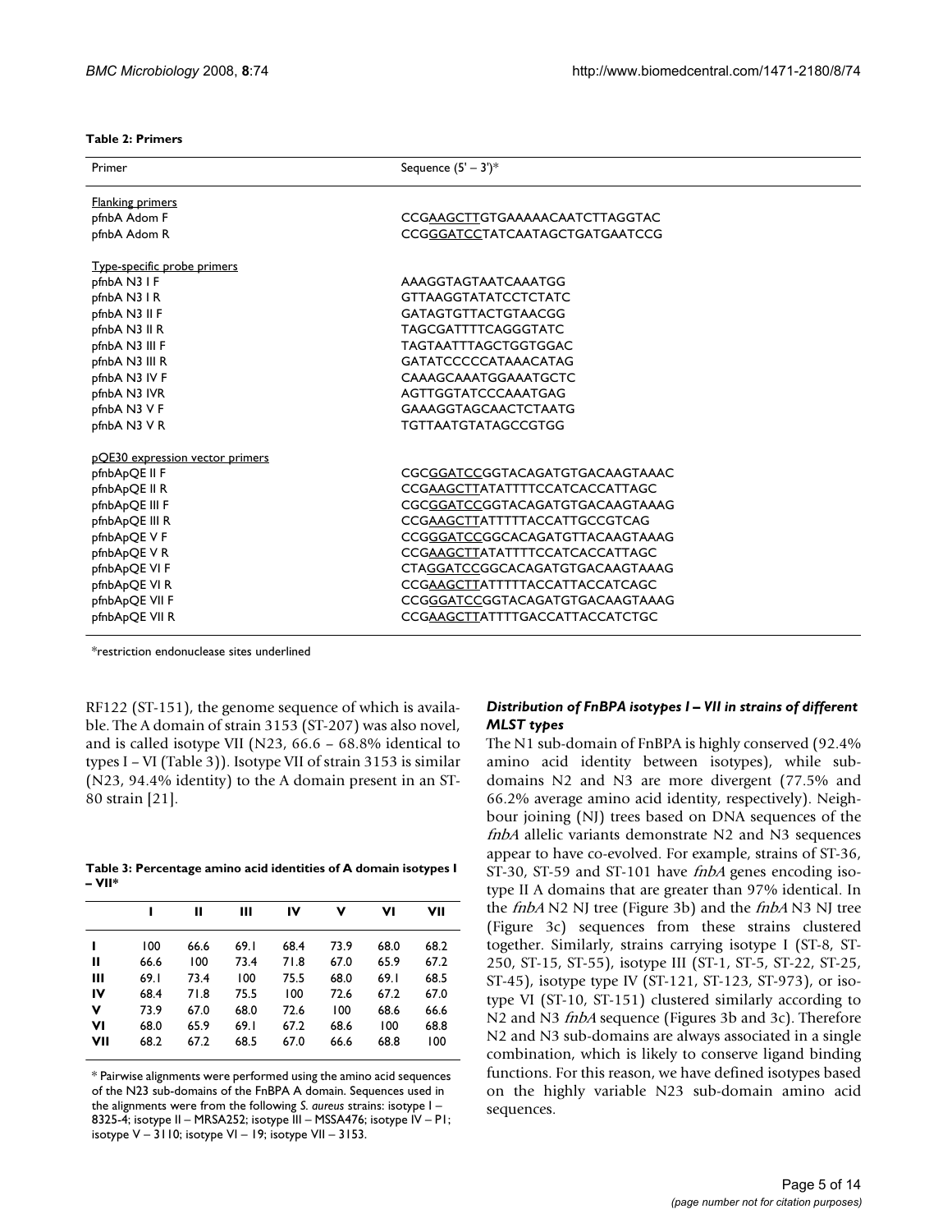**Table 2: Primers**

| Primer | Sequence (5' – 3')* |
|---|---|
| Flanking primers | |
| pfnbA Adom F | CCGAAGCTTGTGAAAAACAATCTTAGGTAC |
| pfnbA Adom R | CCGGGATCCTATCAATAGCTGATGAATCCG |
| Type-specific probe primers | |
| pfnbA N3 I F | AAAGGTAGTAATCAAATGG |
| pfnbA N3 I R | GTTAAGGTATATCCTCTATC |
| pfnbA N3 II F | GATAGTGTTACTGTAACGG |
| pfnbA N3 II R | TAGCGATTTTCAGGGTATC |
| pfnbA N3 III F | TAGTAATTTAGCTGGTGGAC |
| pfnbA N3 III R | GATATCCCCCATAAACATAG |
| pfnbA N3 IV F | CAAAGCAAATGGAAATGCTC |
| pfnbA N3 IVR | AGTTGGTATCCCAAATGAG |
| pfnbA N3 V F | GAAAGGTAGCAACTCTAATG |
| pfnbA N3 V R | TGTTAATGTATAGCCGTGG |
| pQE30 expression vector primers | |
| pfnbApQE II F | CGCGGATCCGGTACAGATGTGACAAGTAAAC |
| pfnbApQE II R | CCGAAGCTTATATTTTCCATCACCATTAGC |
| pfnbApQE III F | CGCGGATCCGGTACAGATGTGACAAGTAAAG |
| pfnbApQE III R | CCGAAGCTTATTTTTACCATTGCCGTCAG |
| pfnbApQE V F | CCGGGATCCGGCACAGATGTTACAAGTAAAG |
| pfnbApQE V R | CCGAAGCTTATATTTTCCATCACCATTAGC |
| pfnbApQE VI F | CTAGGATCCGGCACAGATGTGACAAGTAAAG |
| pfnbApQE VI R | CCGAAGCTTATTTTTACCATTACCATCAGC |
| pfnbApQE VII F | CCGGGATCCGGTACAGATGTGACAAGTAAAG |
| pfnbApQE VII R | CCGAAGCTTATTTTGACCATTACCATCTGC |

*restriction endonuclease sites underlined

RF122 (ST-151), the genome sequence of which is available. The A domain of strain 3153 (ST-207) was also novel, and is called isotype VII (N23, 66.6 – 68.8% identical to types I – VI (Table 3)). Isotype VII of strain 3153 is similar (N23, 94.4% identity) to the A domain present in an ST-80 strain [21].

**Table 3: Percentage amino acid identities of A domain isotypes I – VII***

| | I | II | III | IV | V | VI | VII |
|---|---|---|---|---|---|---|---|
| **I** | 100 | 66.6 | 69.1 | 68.4 | 73.9 | 68.0 | 68.2 |
| **II** | 66.6 | 100 | 73.4 | 71.8 | 67.0 | 65.9 | 67.2 |
| **III** | 69.1 | 73.4 | 100 | 75.5 | 68.0 | 69.1 | 68.5 |
| **IV** | 68.4 | 71.8 | 75.5 | 100 | 72.6 | 67.2 | 67.0 |
| **V** | 73.9 | 67.0 | 68.0 | 72.6 | 100 | 68.6 | 66.6 |
| **VI** | 68.0 | 65.9 | 69.1 | 67.2 | 68.6 | 100 | 68.8 |
| **VII** | 68.2 | 67.2 | 68.5 | 67.0 | 66.6 | 68.8 | 100 |

\* Pairwise alignments were performed using the amino acid sequences of the N23 sub-domains of the FnBPA A domain. Sequences used in the alignments were from the following *S. aureus* strains: isotype I – 8325-4; isotype II – MRSA252; isotype III – MSSA476; isotype IV – P1; isotype V – 3110; isotype VI – 19; isotype VII – 3153.

### *Distribution of FnBPA isotypes I – VII in strains of different MLST types*

The N1 sub-domain of FnBPA is highly conserved (92.4% amino acid identity between isotypes), while sub-domains N2 and N3 are more divergent (77.5% and 66.2% average amino acid identity, respectively). Neighbour joining (NJ) trees based on DNA sequences of the *fnbA* allelic variants demonstrate N2 and N3 sequences appear to have co-evolved. For example, strains of ST-36, ST-30, ST-59 and ST-101 have *fnbA* genes encoding isotype II A domains that are greater than 97% identical. In the *fnbA* N2 NJ tree (Figure 3b) and the *fnbA* N3 NJ tree (Figure 3c) sequences from these strains clustered together. Similarly, strains carrying isotype I (ST-8, ST-250, ST-15, ST-55), isotype III (ST-1, ST-5, ST-22, ST-25, ST-45), isotype type IV (ST-121, ST-123, ST-973), or isotype VI (ST-10, ST-151) clustered similarly according to N2 and N3 *fnbA* sequence (Figures 3b and 3c). Therefore N2 and N3 sub-domains are always associated in a single combination, which is likely to conserve ligand binding functions. For this reason, we have defined isotypes based on the highly variable N23 sub-domain amino acid sequences.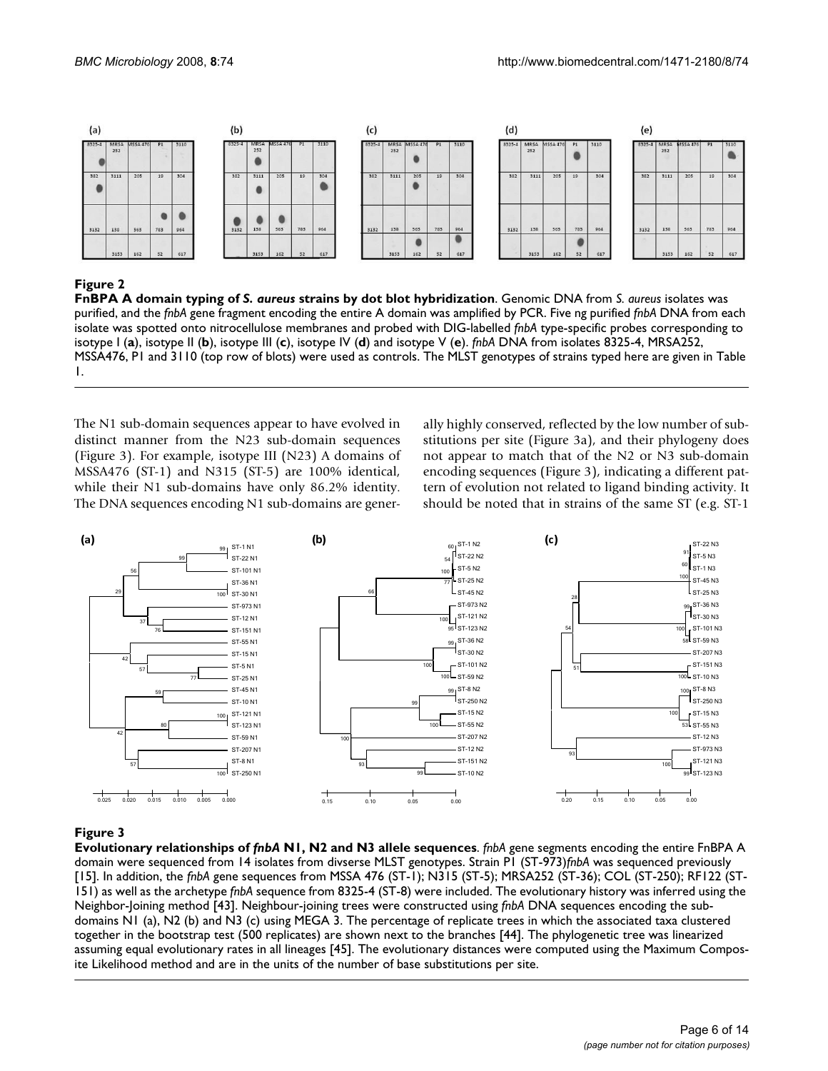**Figure 2**

**FnBPA A domain typing of *S. aureus* strains by dot blot hybridization**. Genomic DNA from *S. aureus* isolates was purified, and the *fnbA* gene fragment encoding the entire A domain was amplified by PCR. Five ng purified *fnbA* DNA from each isolate was spotted onto nitrocellulose membranes and probed with DIG-labelled *fnbA* type-specific probes corresponding to isotype I (**a**), isotype II (**b**), isotype III (**c**), isotype IV (**d**) and isotype V (**e**). *fnbA* DNA from isolates 8325-4, MRSA252, MSSA476, P1 and 3110 (top row of blots) were used as controls. The MLST genotypes of strains typed here are given in Table 1.

The N1 sub-domain sequences appear to have evolved in distinct manner from the N23 sub-domain sequences (Figure 3). For example, isotype III (N23) A domains of MSSA476 (ST-1) and N315 (ST-5) are 100% identical, while their N1 sub-domains have only 86.2% identity. The DNA sequences encoding N1 sub-domains are generally highly conserved, reflected by the low number of substitutions per site (Figure 3a), and their phylogeny does not appear to match that of the N2 or N3 sub-domain encoding sequences (Figure 3), indicating a different pattern of evolution not related to ligand binding activity. It should be noted that in strains of the same ST (e.g. ST-1

**Figure 3**

**Evolutionary relationships of *fnbA* N1, N2 and N3 allele sequences**. *fnbA* gene segments encoding the entire FnBPA A domain were sequenced from 14 isolates from divserse MLST genotypes. Strain P1 (ST-973)*fnbA* was sequenced previously [15]. In addition, the *fnbA* gene sequences from MSSA 476 (ST-1); N315 (ST-5); MRSA252 (ST-36); COL (ST-250); RF122 (ST-151) as well as the archetype *fnbA* sequence from 8325-4 (ST-8) were included. The evolutionary history was inferred using the Neighbor-Joining method [43]. Neighbour-joining trees were constructed using *fnbA* DNA sequences encoding the sub-domains N1 (a), N2 (b) and N3 (c) using MEGA 3. The percentage of replicate trees in which the associated taxa clustered together in the bootstrap test (500 replicates) are shown next to the branches [44]. The phylogenetic tree was linearized assuming equal evolutionary rates in all lineages [45]. The evolutionary distances were computed using the Maximum Composite Likelihood method and are in the units of the number of base substitutions per site.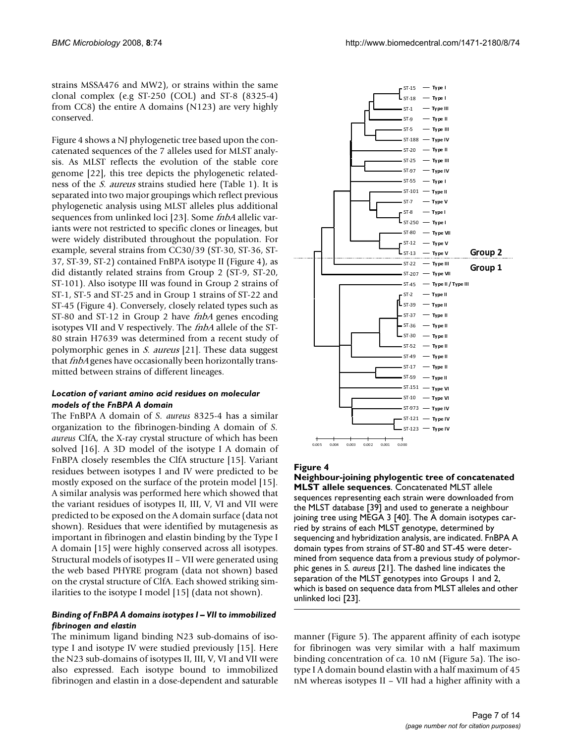strains MSSA476 and MW2), or strains within the same clonal complex (e.g ST-250 (COL) and ST-8 (8325-4) from CC8) the entire A domains (N123) are very highly conserved.

Figure 4 shows a NJ phylogenetic tree based upon the concatenated sequences of the 7 alleles used for MLST analysis. As MLST reflects the evolution of the stable core genome [22], this tree depicts the phylogenetic relatedness of the *S. aureus* strains studied here (Table 1). It is separated into two major groupings which reflect previous phylogenetic analysis using MLST alleles plus additional sequences from unlinked loci [23]. Some *fnbA* allelic variants were not restricted to specific clones or lineages, but were widely distributed throughout the population. For example, several strains from CC30/39 (ST-30, ST-36, ST-37, ST-39, ST-2) contained FnBPA isotype II (Figure 4), as did distantly related strains from Group 2 (ST-9, ST-20, ST-101). Also isotype III was found in Group 2 strains of ST-1, ST-5 and ST-25 and in Group 1 strains of ST-22 and ST-45 (Figure 4). Conversely, closely related types such as ST-80 and ST-12 in Group 2 have *fnbA* genes encoding isotypes VII and V respectively. The *fnbA* allele of the ST-80 strain H7639 was determined from a recent study of polymorphic genes in *S. aureus* [21]. These data suggest that *fnbA* genes have occasionally been horizontally transmitted between strains of different lineages.

#### *Location of variant amino acid residues on molecular models of the FnBPA A domain*

The FnBPA A domain of *S. aureus* 8325-4 has a similar organization to the fibrinogen-binding A domain of *S. aureus* ClfA, the X-ray crystal structure of which has been solved [16]. A 3D model of the isotype I A domain of FnBPA closely resembles the ClfA structure [15]. Variant residues between isotypes I and IV were predicted to be mostly exposed on the surface of the protein model [15]. A similar analysis was performed here which showed that the variant residues of isotypes II, III, V, VI and VII were predicted to be exposed on the A domain surface (data not shown). Residues that were identified by mutagenesis as important in fibrinogen and elastin binding by the Type I A domain [15] were highly conserved across all isotypes. Structural models of isotypes II – VII were generated using the web based PHYRE program (data not shown) based on the crystal structure of ClfA. Each showed striking similarities to the isotype I model [15] (data not shown).

#### *Binding of FnBPA A domains isotypes I – VII to immobilized fibrinogen and elastin*

The minimum ligand binding N23 sub-domains of isotype I and isotype IV were studied previously [15]. Here the N23 sub-domains of isotypes II, III, V, VI and VII were also expressed. Each isotype bound to immobilized fibrinogen and elastin in a dose-dependent and saturable manner (Figure 5). The apparent affinity of each isotype for fibrinogen was very similar with a half maximum binding concentration of ca. 10 nM (Figure 5a). The isotype I A domain bound elastin with a half maximum of 45 nM whereas isotypes II – VII had a higher affinity with a

**Figure 4**

**Neighbour-joining phylogentic tree of concatenated MLST allele sequences**. Concatenated MLST allele sequences representing each strain were downloaded from the MLST database [39] and used to generate a neighbour joining tree using MEGA 3 [40]. The A domain isotypes carried by strains of each MLST genotype, determined by sequencing and hybridization analysis, are indicated. FnBPA A domain types from strains of ST-80 and ST-45 were determined from sequence data from a previous study of polymorphic genes in *S. aureus* [21]. The dashed line indicates the separation of the MLST genotypes into Groups 1 and 2, which is based on sequence data from MLST alleles and other unlinked loci [23].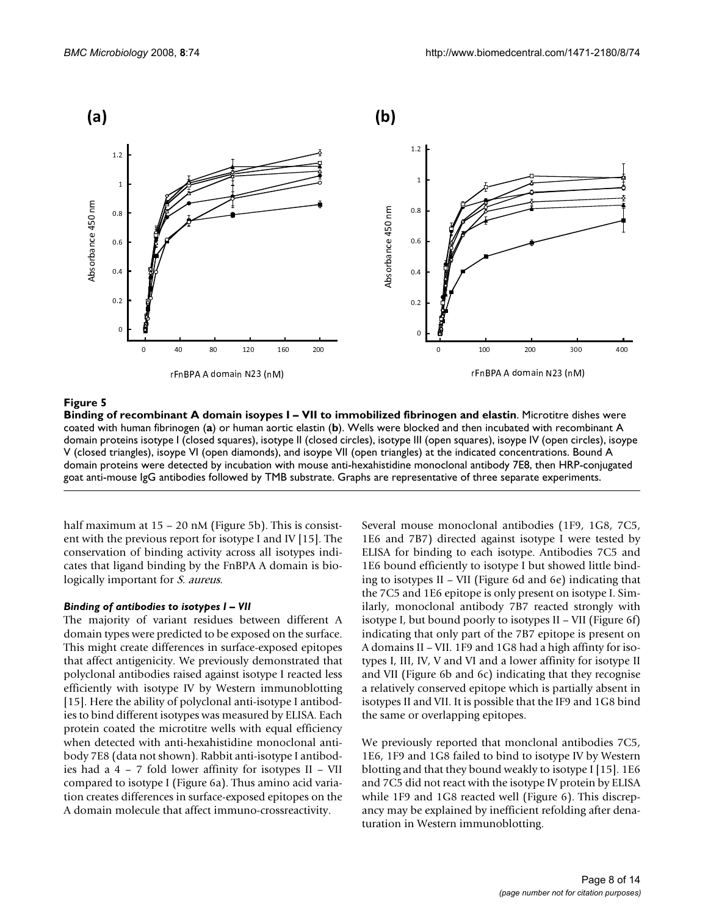**Figure 5**

**Binding of recombinant A domain isoypes I – VII to immobilized fibrinogen and elastin**. Microtitre dishes were coated with human fibrinogen (**a**) or human aortic elastin (**b**). Wells were blocked and then incubated with recombinant A domain proteins isotype I (closed squares), isotype II (closed circles), isotype III (open squares), isoype IV (open circles), isoype V (closed triangles), isoype VI (open diamonds), and isoype VII (open triangles) at the indicated concentrations. Bound A domain proteins were detected by incubation with mouse anti-hexahistidine monoclonal antibody 7E8, then HRP-conjugated goat anti-mouse IgG antibodies followed by TMB substrate. Graphs are representative of three separate experiments.

half maximum at 15 – 20 nM (Figure 5b). This is consistent with the previous report for isotype I and IV [15]. The conservation of binding activity across all isotypes indicates that ligand binding by the FnBPA A domain is biologically important for *S. aureus*.

### *Binding of antibodies to isotypes I – VII*

The majority of variant residues between different A domain types were predicted to be exposed on the surface. This might create differences in surface-exposed epitopes that affect antigenicity. We previously demonstrated that polyclonal antibodies raised against isotype I reacted less efficiently with isotype IV by Western immunoblotting [15]. Here the ability of polyclonal anti-isotype I antibodies to bind different isotypes was measured by ELISA. Each protein coated the microtitre wells with equal efficiency when detected with anti-hexahistidine monoclonal antibody 7E8 (data not shown). Rabbit anti-isotype I antibodies had a 4 – 7 fold lower affinity for isotypes II – VII compared to isotype I (Figure 6a). Thus amino acid variation creates differences in surface-exposed epitopes on the A domain molecule that affect immuno-crossreactivity.

Several mouse monoclonal antibodies (1F9, 1G8, 7C5, 1E6 and 7B7) directed against isotype I were tested by ELISA for binding to each isotype. Antibodies 7C5 and 1E6 bound efficiently to isotype I but showed little binding to isotypes II – VII (Figure 6d and 6e) indicating that the 7C5 and 1E6 epitope is only present on isotype I. Similarly, monoclonal antibody 7B7 reacted strongly with isotype I, but bound poorly to isotypes II – VII (Figure 6f) indicating that only part of the 7B7 epitope is present on A domains II – VII. 1F9 and 1G8 had a high affinty for isotypes I, III, IV, V and VI and a lower affinity for isotype II and VII (Figure 6b and 6c) indicating that they recognise a relatively conserved epitope which is partially absent in isotypes II and VII. It is possible that the IF9 and 1G8 bind the same or overlapping epitopes.

We previously reported that monclonal antibodies 7C5, 1E6, 1F9 and 1G8 failed to bind to isotype IV by Western blotting and that they bound weakly to isotype I [15]. 1E6 and 7C5 did not react with the isotype IV protein by ELISA while 1F9 and 1G8 reacted well (Figure 6). This discrepancy may be explained by inefficient refolding after denaturation in Western immunoblotting.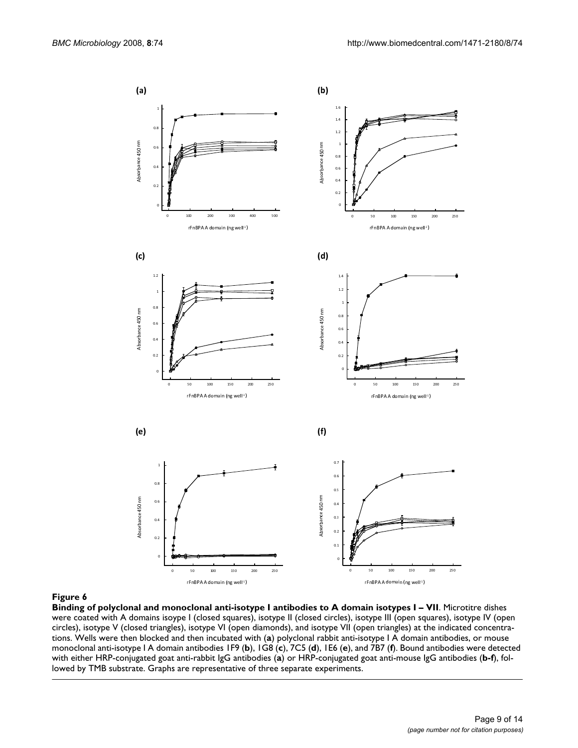**Figure 6**

**Binding of polyclonal and monoclonal anti-isotype I antibodies to A domain isotypes I – VII**. Microtitre dishes were coated with A domains isoype I (closed squares), isotype II (closed circles), isotype III (open squares), isotype IV (open circles), isotype V (closed triangles), isotype VI (open diamonds), and isotype VII (open triangles) at the indicated concentrations. Wells were then blocked and then incubated with (**a**) polyclonal rabbit anti-isotype I A domain antibodies, or mouse monoclonal anti-isotype I A domain antibodies 1F9 (**b**), 1G8 (**c**), 7C5 (**d**), 1E6 (**e**), and 7B7 (**f**). Bound antibodies were detected with either HRP-conjugated goat anti-rabbit IgG antibodies (**a**) or HRP-conjugated goat anti-mouse IgG antibodies (**b-f**), followed by TMB substrate. Graphs are representative of three separate experiments.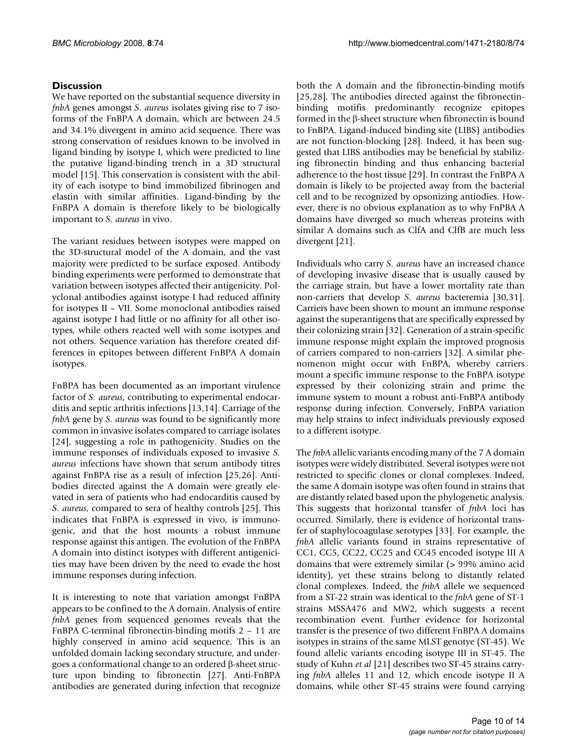## Discussion

We have reported on the substantial sequence diversity in *fnbA* genes amongst *S. aureus* isolates giving rise to 7 isoforms of the FnBPA A domain, which are between 24.5 and 34.1% divergent in amino acid sequence. There was strong conservation of residues known to be involved in ligand binding by isotype I, which were predicted to line the putative ligand-binding trench in a 3D structural model [15]. This conservation is consistent with the ability of each isotype to bind immobilized fibrinogen and elastin with similar affinities. Ligand-binding by the FnBPA A domain is therefore likely to be biologically important to *S. aureus* in vivo.

The variant residues between isotypes were mapped on the 3D-structural model of the A domain, and the vast majority were predicted to be surface exposed. Antibody binding experiments were performed to demonstrate that variation between isotypes affected their antigenicity. Polyclonal antibodies against isotype I had reduced affinity for isotypes II – VII. Some monoclonal antibodies raised against isotype I had little or no affinity for all other isotypes, while others reacted well with some isotypes and not others. Sequence variation has therefore created differences in epitopes between different FnBPA A domain isotypes.

FnBPA has been documented as an important virulence factor of *S. aureus*, contributing to experimental endocarditis and septic arthritis infections [13,14]. Carriage of the *fnbA* gene by *S. aureus* was found to be significantly more common in invasive isolates compared to carriage isolates [24], suggesting a role in pathogenicity. Studies on the immune responses of individuals exposed to invasive *S. aureus* infections have shown that serum antibody titres against FnBPA rise as a result of infection [25,26]. Antibodies directed against the A domain were greatly elevated in sera of patients who had endocarditis caused by *S. aureus*, compared to sera of healthy controls [25]. This indicates that FnBPA is expressed in vivo, is immunogenic, and that the host mounts a robust immune response against this antigen. The evolution of the FnBPA A domain into distinct isotypes with different antigenicities may have been driven by the need to evade the host immune responses during infection.

It is interesting to note that variation amongst FnBPA appears to be confined to the A domain. Analysis of entire *fnbA* genes from sequenced genomes reveals that the FnBPA C-terminal fibronectin-binding motifs 2 – 11 are highly conserved in amino acid sequence. This is an unfolded domain lacking secondary structure, and undergoes a conformational change to an ordered β-sheet structure upon binding to fibronectin [27]. Anti-FnBPA antibodies are generated during infection that recognize both the A domain and the fibronectin-binding motifs [25,28]. The antibodies directed against the fibronectin-binding motifs predominantly recognize epitopes formed in the β-sheet structure when fibronectin is bound to FnBPA. Ligand-induced binding site (LIBS) antibodies are not function-blocking [28]. Indeed, it has been suggested that LIBS antibodies may be beneficial by stabilizing fibronectin binding and thus enhancing bacterial adherence to the host tissue [29]. In contrast the FnBPA A domain is likely to be projected away from the bacterial cell and to be recognized by opsonizing antiodies. However, there is no obvious explanation as to why FnPBA A domains have diverged so much whereas proteins with similar A domains such as ClfA and ClfB are much less divergent [21].

Individuals who carry *S. aureus* have an increased chance of developing invasive disease that is usually caused by the carriage strain, but have a lower mortality rate than non-carriers that develop *S. aureus* bacteremia [30,31]. Carriers have been shown to mount an immune response against the superantigens that are specifically expressed by their colonizing strain [32]. Generation of a strain-specific immune response might explain the improved prognosis of carriers compared to non-carriers [32]. A similar phenomenon might occur with FnBPA, whereby carriers mount a specific immune response to the FnBPA isotype expressed by their colonizing strain and prime the immune system to mount a robust anti-FnBPA antibody response during infection. Conversely, FnBPA variation may help strains to infect individuals previously exposed to a different isotype.

The *fnbA* allelic variants encoding many of the 7 A domain isotypes were widely distributed. Several isotypes were not restricted to specific clones or clonal complexes. Indeed, the same A domain isotype was often found in strains that are distantly related based upon the phylogenetic analysis. This suggests that horizontal transfer of *fnbA* loci has occurred. Similarly, there is evidence of horizontal transfer of staphylocoagulase serotypes [33]. For example, the *fnbA* allelic variants found in strains representative of CC1, CC5, CC22, CC25 and CC45 encoded isotype III A domains that were extremely similar (> 99% amino acid identity), yet these strains belong to distantly related clonal complexes. Indeed, the *fnbA* allele we sequenced from a ST-22 strain was identical to the *fnbA* gene of ST-1 strains MSSA476 and MW2, which suggests a recent recombination event. Further evidence for horizontal transfer is the presence of two different FnBPA A domains isotypes in strains of the same MLST genotype (ST-45). We found allelic variants encoding isotype III in ST-45. The study of Kuhn *et al* [21] describes two ST-45 strains carrying *fnbA* alleles 11 and 12, which encode isotype II A domains, while other ST-45 strains were found carrying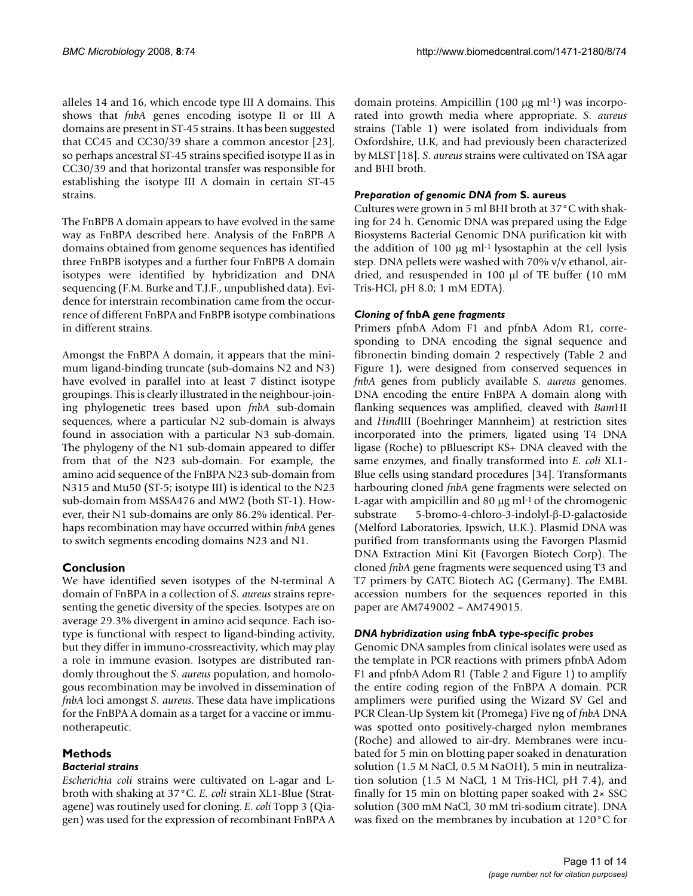alleles 14 and 16, which encode type III A domains. This shows that *fnbA* genes encoding isotype II or III A domains are present in ST-45 strains. It has been suggested that CC45 and CC30/39 share a common ancestor [23], so perhaps ancestral ST-45 strains specified isotype II as in CC30/39 and that horizontal transfer was responsible for establishing the isotype III A domain in certain ST-45 strains.

The FnBPB A domain appears to have evolved in the same way as FnBPA described here. Analysis of the FnBPB A domains obtained from genome sequences has identified three FnBPB isotypes and a further four FnBPB A domain isotypes were identified by hybridization and DNA sequencing (F.M. Burke and T.J.F., unpublished data). Evidence for interstrain recombination came from the occurrence of different FnBPA and FnBPB isotype combinations in different strains.

Amongst the FnBPA A domain, it appears that the minimum ligand-binding truncate (sub-domains N2 and N3) have evolved in parallel into at least 7 distinct isotype groupings. This is clearly illustrated in the neighbour-joining phylogenetic trees based upon *fnbA* sub-domain sequences, where a particular N2 sub-domain is always found in association with a particular N3 sub-domain. The phylogeny of the N1 sub-domain appeared to differ from that of the N23 sub-domain. For example, the amino acid sequence of the FnBPA N23 sub-domain from N315 and Mu50 (ST-5; isotype III) is identical to the N23 sub-domain from MSSA476 and MW2 (both ST-1). However, their N1 sub-domains are only 86.2% identical. Perhaps recombination may have occurred within *fnbA* genes to switch segments encoding domains N23 and N1.

## Conclusion

We have identified seven isotypes of the N-terminal A domain of FnBPA in a collection of *S. aureus* strains representing the genetic diversity of the species. Isotypes are on average 29.3% divergent in amino acid sequnce. Each isotype is functional with respect to ligand-binding activity, but they differ in immuno-crossreactivity, which may play a role in immune evasion. Isotypes are distributed randomly throughout the *S. aureus* population, and homologous recombination may be involved in dissemination of *fnbA* loci amongst *S. aureus*. These data have implications for the FnBPA A domain as a target for a vaccine or immunotherapeutic.

## Methods

### *Bacterial strains*

*Escherichia coli* strains were cultivated on L-agar and L-broth with shaking at 37°C. *E. coli* strain XL1-Blue (Stratagene) was routinely used for cloning. *E. coli* Topp 3 (Qiagen) was used for the expression of recombinant FnBPA A domain proteins. Ampicillin (100 μg ml[-1]) was incorporated into growth media where appropriate. *S. aureus* strains (Table 1) were isolated from individuals from Oxfordshire, U.K, and had previously been characterized by MLST [18]. *S. aureus* strains were cultivated on TSA agar and BHI broth.

### *Preparation of genomic DNA from* S. aureus

Cultures were grown in 5 ml BHI broth at 37°C with shaking for 24 h. Genomic DNA was prepared using the Edge Biosystems Bacterial Genomic DNA purification kit with the addition of 100 μg ml[-1] lysostaphin at the cell lysis step. DNA pellets were washed with 70% v/v ethanol, air-dried, and resuspended in 100 μl of TE buffer (10 mM Tris-HCl, pH 8.0; 1 mM EDTA).

### *Cloning of* fnbA *gene fragments*

Primers pfnbA Adom F1 and pfnbA Adom R1, corresponding to DNA encoding the signal sequence and fibronectin binding domain 2 respectively (Table 2 and Figure 1), were designed from conserved sequences in *fnbA* genes from publicly available *S. aureus* genomes. DNA encoding the entire FnBPA A domain along with flanking sequences was amplified, cleaved with *Bam*HI and *Hind*III (Boehringer Mannheim) at restriction sites incorporated into the primers, ligated using T4 DNA ligase (Roche) to pBluescript KS+ DNA cleaved with the same enzymes, and finally transformed into *E. coli* XL1-Blue cells using standard procedures [34]. Transformants harbouring cloned *fnbA* gene fragments were selected on L-agar with ampicillin and 80 μg ml[-1] of the chromogenic substrate 5-bromo-4-chloro-3-indolyl-β-D-galactoside (Melford Laboratories, Ipswich, U.K.). Plasmid DNA was purified from transformants using the Favorgen Plasmid DNA Extraction Mini Kit (Favorgen Biotech Corp). The cloned *fnbA* gene fragments were sequenced using T3 and T7 primers by GATC Biotech AG (Germany). The EMBL accession numbers for the sequences reported in this paper are AM749002 – AM749015.

### *DNA hybridization using* fnbA *type-specific probes*

Genomic DNA samples from clinical isolates were used as the template in PCR reactions with primers pfnbA Adom F1 and pfnbA Adom R1 (Table 2 and Figure 1) to amplify the entire coding region of the FnBPA A domain. PCR amplimers were purified using the Wizard SV Gel and PCR Clean-Up System kit (Promega) Five ng of *fnbA* DNA was spotted onto positively-charged nylon membranes (Roche) and allowed to air-dry. Membranes were incubated for 5 min on blotting paper soaked in denaturation solution (1.5 M NaCl, 0.5 M NaOH), 5 min in neutralization solution (1.5 M NaCl, 1 M Tris-HCl, pH 7.4), and finally for 15 min on blotting paper soaked with 2× SSC solution (300 mM NaCl, 30 mM tri-sodium citrate). DNA was fixed on the membranes by incubation at 120°C for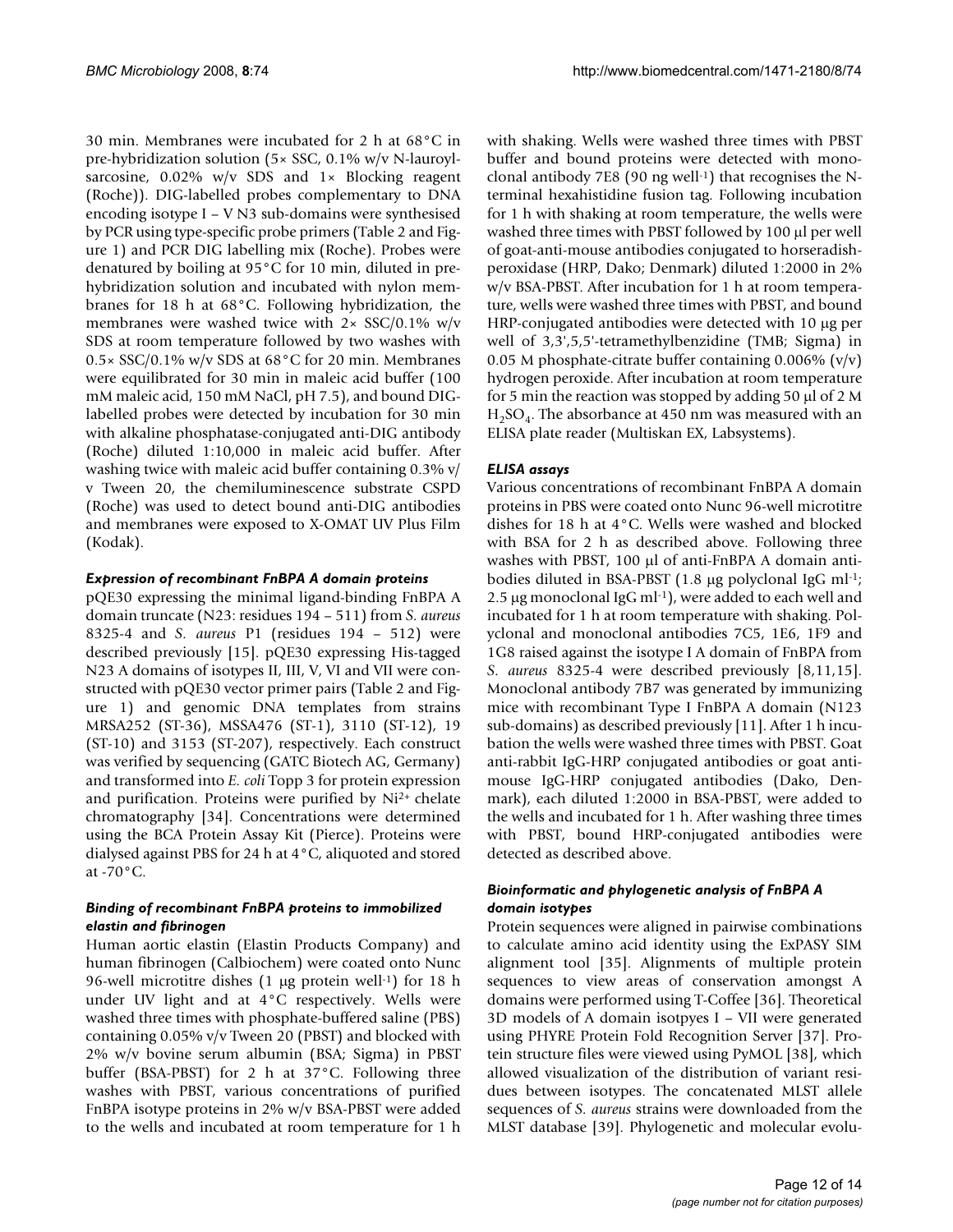30 min. Membranes were incubated for 2 h at 68°C in pre-hybridization solution (5× SSC, 0.1% w/v N-lauroylsarcosine, 0.02% w/v SDS and 1× Blocking reagent (Roche)). DIG-labelled probes complementary to DNA encoding isotype I – V N3 sub-domains were synthesised by PCR using type-specific probe primers (Table 2 and Figure 1) and PCR DIG labelling mix (Roche). Probes were denatured by boiling at 95°C for 10 min, diluted in pre-hybridization solution and incubated with nylon membranes for 18 h at 68°C. Following hybridization, the membranes were washed twice with 2× SSC/0.1% w/v SDS at room temperature followed by two washes with 0.5× SSC/0.1% w/v SDS at 68°C for 20 min. Membranes were equilibrated for 30 min in maleic acid buffer (100 mM maleic acid, 150 mM NaCl, pH 7.5), and bound DIG-labelled probes were detected by incubation for 30 min with alkaline phosphatase-conjugated anti-DIG antibody (Roche) diluted 1:10,000 in maleic acid buffer. After washing twice with maleic acid buffer containing 0.3% v/v Tween 20, the chemiluminescence substrate CSPD (Roche) was used to detect bound anti-DIG antibodies and membranes were exposed to X-OMAT UV Plus Film (Kodak).

### *Expression of recombinant FnBPA A domain proteins*

pQE30 expressing the minimal ligand-binding FnBPA A domain truncate (N23: residues 194 – 511) from *S. aureus* 8325-4 and *S. aureus* P1 (residues 194 – 512) were described previously [15]. pQE30 expressing His-tagged N23 A domains of isotypes II, III, V, VI and VII were constructed with pQE30 vector primer pairs (Table 2 and Figure 1) and genomic DNA templates from strains MRSA252 (ST-36), MSSA476 (ST-1), 3110 (ST-12), 19 (ST-10) and 3153 (ST-207), respectively. Each construct was verified by sequencing (GATC Biotech AG, Germany) and transformed into *E. coli* Topp 3 for protein expression and purification. Proteins were purified by $Ni^{2+}$ chelate chromatography [34]. Concentrations were determined using the BCA Protein Assay Kit (Pierce). Proteins were dialysed against PBS for 24 h at 4°C, aliquoted and stored at -70°C.

### *Binding of recombinant FnBPA proteins to immobilized elastin and fibrinogen*

Human aortic elastin (Elastin Products Company) and human fibrinogen (Calbiochem) were coated onto Nunc 96-well microtitre dishes (1 μg protein well$^{-1}$) for 18 h under UV light and at 4°C respectively. Wells were washed three times with phosphate-buffered saline (PBS) containing 0.05% v/v Tween 20 (PBST) and blocked with 2% w/v bovine serum albumin (BSA; Sigma) in PBST buffer (BSA-PBST) for 2 h at 37°C. Following three washes with PBST, various concentrations of purified FnBPA isotype proteins in 2% w/v BSA-PBST were added to the wells and incubated at room temperature for 1 h with shaking. Wells were washed three times with PBST buffer and bound proteins were detected with monoclonal antibody 7E8 (90 ng well$^{-1}$) that recognises the N-terminal hexahistidine fusion tag. Following incubation for 1 h with shaking at room temperature, the wells were washed three times with PBST followed by 100 μl per well of goat-anti-mouse antibodies conjugated to horseradish-peroxidase (HRP, Dako; Denmark) diluted 1:2000 in 2% w/v BSA-PBST. After incubation for 1 h at room temperature, wells were washed three times with PBST, and bound HRP-conjugated antibodies were detected with 10 μg per well of 3,3',5,5'-tetramethylbenzidine (TMB; Sigma) in 0.05 M phosphate-citrate buffer containing 0.006% (v/v) hydrogen peroxide. After incubation at room temperature for 5 min the reaction was stopped by adding 50 μl of 2 M $H_2SO_4$. The absorbance at 450 nm was measured with an ELISA plate reader (Multiskan EX, Labsystems).

### *ELISA assays*

Various concentrations of recombinant FnBPA A domain proteins in PBS were coated onto Nunc 96-well microtitre dishes for 18 h at 4°C. Wells were washed and blocked with BSA for 2 h as described above. Following three washes with PBST, 100 μl of anti-FnBPA A domain antibodies diluted in BSA-PBST (1.8 μg polyclonal IgG ml$^{-1}$; 2.5 μg monoclonal IgG ml$^{-1}$), were added to each well and incubated for 1 h at room temperature with shaking. Polyclonal and monoclonal antibodies 7C5, 1E6, 1F9 and 1G8 raised against the isotype I A domain of FnBPA from *S. aureus* 8325-4 were described previously [8,11,15]. Monoclonal antibody 7B7 was generated by immunizing mice with recombinant Type I FnBPA A domain (N123 sub-domains) as described previously [11]. After 1 h incubation the wells were washed three times with PBST. Goat anti-rabbit IgG-HRP conjugated antibodies or goat anti-mouse IgG-HRP conjugated antibodies (Dako, Denmark), each diluted 1:2000 in BSA-PBST, were added to the wells and incubated for 1 h. After washing three times with PBST, bound HRP-conjugated antibodies were detected as described above.

### *Bioinformatic and phylogenetic analysis of FnBPA A domain isotypes*

Protein sequences were aligned in pairwise combinations to calculate amino acid identity using the ExPASY SIM alignment tool [35]. Alignments of multiple protein sequences to view areas of conservation amongst A domains were performed using T-Coffee [36]. Theoretical 3D models of A domain isotpyes I – VII were generated using PHYRE Protein Fold Recognition Server [37]. Protein structure files were viewed using PyMOL [38], which allowed visualization of the distribution of variant residues between isotypes. The concatenated MLST allele sequences of *S. aureus* strains were downloaded from the MLST database [39]. Phylogenetic and molecular evolu-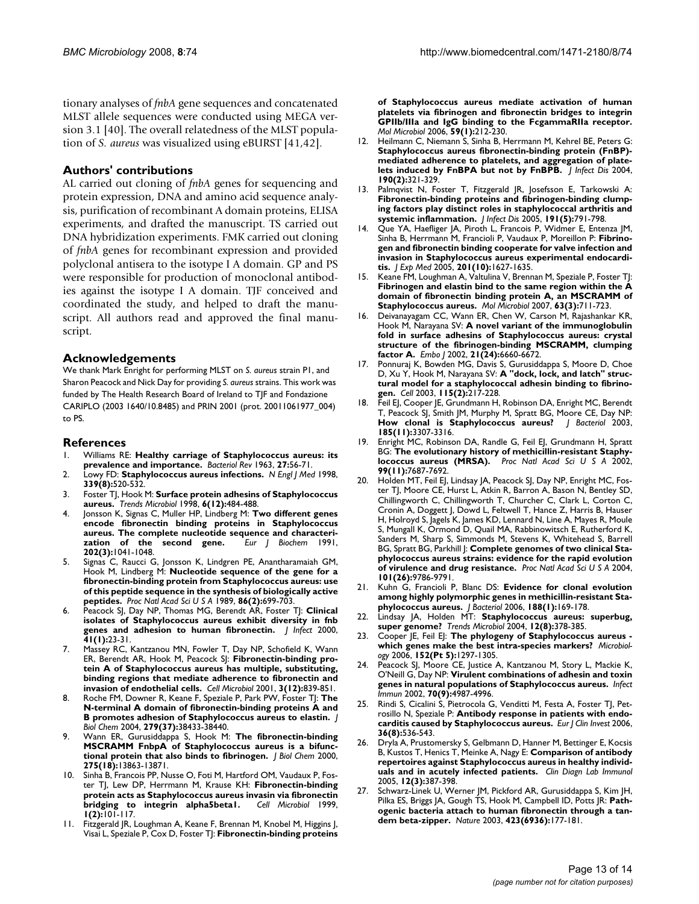tionary analyses of *fnbA* gene sequences and concatenated MLST allele sequences were conducted using MEGA version 3.1 [40]. The overall relatedness of the MLST population of *S. aureus* was visualized using eBURST [41,42].

## Authors' contributions

AL carried out cloning of *fnbA* genes for sequencing and protein expression, DNA and amino acid sequence analysis, purification of recombinant A domain proteins, ELISA experiments, and drafted the manuscript. TS carried out DNA hybridization experiments. FMK carried out cloning of *fnbA* genes for recombinant expression and provided polyclonal antisera to the isotype I A domain. GP and PS were responsible for production of monoclonal antibodies against the isotype I A domain. TJF conceived and coordinated the study, and helped to draft the manuscript. All authors read and approved the final manuscript.

## Acknowledgements

We thank Mark Enright for performing MLST on *S. aureus* strain P1, and Sharon Peacock and Nick Day for providing *S. aureus* strains. This work was funded by The Health Research Board of Ireland to TJF and Fondazione CARIPLO (2003 1640/10.8485) and PRIN 2001 (prot. 20011061977_004) to PS.

## References

1. Williams RE: **Healthy carriage of Staphylococcus aureus: its prevalence and importance.** *Bacteriol Rev* 1963, **27:**56-71.
2. Lowy FD: **Staphylococcus aureus infections.** *N Engl J Med* 1998, **339(8):**520-532.
3. Foster TJ, Hook M: **Surface protein adhesins of Staphylococcus aureus.** *Trends Microbiol* 1998, **6(12):**484-488.
4. Jonsson K, Signas C, Muller HP, Lindberg M: **Two different genes encode fibronectin binding proteins in Staphylococcus aureus. The complete nucleotide sequence and characterization of the second gene.** *Eur J Biochem* 1991, **202(3):**1041-1048.
5. Signas C, Raucci G, Jonsson K, Lindgren PE, Anantharamaiah GM, Hook M, Lindberg M: **Nucleotide sequence of the gene for a fibronectin-binding protein from Staphylococcus aureus: use of this peptide sequence in the synthesis of biologically active peptides.** *Proc Natl Acad Sci U S A* 1989, **86(2):**699-703.
6. Peacock SJ, Day NP, Thomas MG, Berendt AR, Foster TJ: **Clinical isolates of Staphylococcus aureus exhibit diversity in fnb genes and adhesion to human fibronectin.** *J Infect* 2000, **41(1):**23-31.
7. Massey RC, Kantzanou MN, Fowler T, Day NP, Schofield K, Wann ER, Berendt AR, Hook M, Peacock SJ: **Fibronectin-binding protein A of Staphylococcus aureus has multiple, substituting, binding regions that mediate adherence to fibronectin and invasion of endothelial cells.** *Cell Microbiol* 2001, **3(12):**839-851.
8. Roche FM, Downer R, Keane F, Speziale P, Park PW, Foster TJ: **The N-terminal A domain of fibronectin-binding proteins A and B promotes adhesion of Staphylococcus aureus to elastin.** *J Biol Chem* 2004, **279(37):**38433-38440.
9. Wann ER, Gurusiddappa S, Hook M: **The fibronectin-binding MSCRAMM FnbpA of Staphylococcus aureus is a bifunctional protein that also binds to fibrinogen.** *J Biol Chem* 2000, **275(18):**13863-13871.
10. Sinha B, Francois PP, Nusse O, Foti M, Hartford OM, Vaudaux P, Foster TJ, Lew DP, Herrmann M, Krause KH: **Fibronectin-binding protein acts as Staphylococcus aureus invasin via fibronectin bridging to integrin alpha5beta1.** *Cell Microbiol* 1999, **1(2):**101-117.
11. Fitzgerald JR, Loughman A, Keane F, Brennan M, Knobel M, Higgins J, Visai L, Speziale P, Cox D, Foster TJ: **Fibronectin-binding proteins of Staphylococcus aureus mediate activation of human platelets via fibrinogen and fibronectin bridges to integrin GPIIb/IIIa and IgG binding to the FcgammaRIIa receptor.** *Mol Microbiol* 2006, **59(1):**212-230.
12. Heilmann C, Niemann S, Sinha B, Herrmann M, Kehrel BE, Peters G: **Staphylococcus aureus fibronectin-binding protein (FnBP)-mediated adherence to platelets, and aggregation of platelets induced by FnBPA but not by FnBPB.** *J Infect Dis* 2004, **190(2):**321-329.
13. Palmqvist N, Foster T, Fitzgerald JR, Josefsson E, Tarkowski A: **Fibronectin-binding proteins and fibrinogen-binding clumping factors play distinct roles in staphylococcal arthritis and systemic inflammation.** *J Infect Dis* 2005, **191(5):**791-798.
14. Que YA, Haefliger JA, Piroth L, Francois P, Widmer E, Entenza JM, Sinha B, Herrmann M, Francioli P, Vaudaux P, Moreillon P: **Fibrinogen and fibronectin binding cooperate for valve infection and invasion in Staphylococcus aureus experimental endocarditis.** *J Exp Med* 2005, **201(10):**1627-1635.
15. Keane FM, Loughman A, Valtulina V, Brennan M, Speziale P, Foster TJ: **Fibrinogen and elastin bind to the same region within the A domain of fibronectin binding protein A, an MSCRAMM of Staphylococcus aureus.** *Mol Microbiol* 2007, **63(3):**711-723.
16. Deivanayagam CC, Wann ER, Chen W, Carson M, Rajashankar KR, Hook M, Narayana SV: **A novel variant of the immunoglobulin fold in surface adhesins of Staphylococcus aureus: crystal structure of the fibrinogen-binding MSCRAMM, clumping factor A.** *Embo J* 2002, **21(24):**6660-6672.
17. Ponnuraj K, Bowden MG, Davis S, Gurusiddappa S, Moore D, Choe D, Xu Y, Hook M, Narayana SV: **A "dock, lock, and latch" structural model for a staphylococcal adhesin binding to fibrinogen.** *Cell* 2003, **115(2):**217-228.
18. Feil EJ, Cooper JE, Grundmann H, Robinson DA, Enright MC, Berendt T, Peacock SJ, Smith JM, Murphy M, Spratt BG, Moore CE, Day NP: **How clonal is Staphylococcus aureus?** *J Bacteriol* 2003, **185(11):**3307-3316.
19. Enright MC, Robinson DA, Randle G, Feil EJ, Grundmann H, Spratt BG: **The evolutionary history of methicillin-resistant Staphylococcus aureus (MRSA).** *Proc Natl Acad Sci U S A* 2002, **99(11):**7687-7692.
20. Holden MT, Feil EJ, Lindsay JA, Peacock SJ, Day NP, Enright MC, Foster TJ, Moore CE, Hurst L, Atkin R, Barron A, Bason N, Bentley SD, Chillingworth C, Chillingworth T, Churcher C, Clark L, Corton C, Cronin A, Doggett J, Dowd L, Feltwell T, Hance Z, Harris B, Hauser H, Holroyd S, Jagels K, James KD, Lennard N, Line A, Mayes R, Moule S, Mungall K, Ormond D, Quail MA, Rabbinowitsch E, Rutherford K, Sanders M, Sharp S, Simmonds M, Stevens K, Whitehead S, Barrell BG, Spratt BG, Parkhill J: **Complete genomes of two clinical Staphylococcus aureus strains: evidence for the rapid evolution of virulence and drug resistance.** *Proc Natl Acad Sci U S A* 2004, **101(26):**9786-9791.
21. Kuhn G, Francioli P, Blanc DS: **Evidence for clonal evolution among highly polymorphic genes in methicillin-resistant Staphylococcus aureus.** *J Bacteriol* 2006, **188(1):**169-178.
22. Lindsay JA, Holden MT: **Staphylococcus aureus: superbug, super genome?** *Trends Microbiol* 2004, **12(8):**378-385.
23. Cooper JE, Feil EJ: **The phylogeny of Staphylococcus aureus - which genes make the best intra-species markers?** *Microbiology* 2006, **152(Pt 5):**1297-1305.
24. Peacock SJ, Moore CE, Justice A, Kantzanou M, Story L, Mackie K, O'Neill G, Day NP: **Virulent combinations of adhesin and toxin genes in natural populations of Staphylococcus aureus.** *Infect Immun* 2002, **70(9):**4987-4996.
25. Rindi S, Cicalini S, Pietrocola G, Venditti M, Festa A, Foster TJ, Petrosillo N, Speziale P: **Antibody response in patients with endocarditis caused by Staphylococcus aureus.** *Eur J Clin Invest* 2006, **36(8):**536-543.
26. Dryla A, Prustomersky S, Gelbmann D, Hanner M, Bettinger E, Kocsis B, Kustos T, Henics T, Meinke A, Nagy E: **Comparison of antibody repertoires against Staphylococcus aureus in healthy individuals and in acutely infected patients.** *Clin Diagn Lab Immunol* 2005, **12(3):**387-398.
27. Schwarz-Linek U, Werner JM, Pickford AR, Gurusiddappa S, Kim JH, Pilka ES, Briggs JA, Gough TS, Hook M, Campbell ID, Potts JR: **Pathogenic bacteria attach to human fibronectin through a tandem beta-zipper.** *Nature* 2003, **423(6936):**177-181.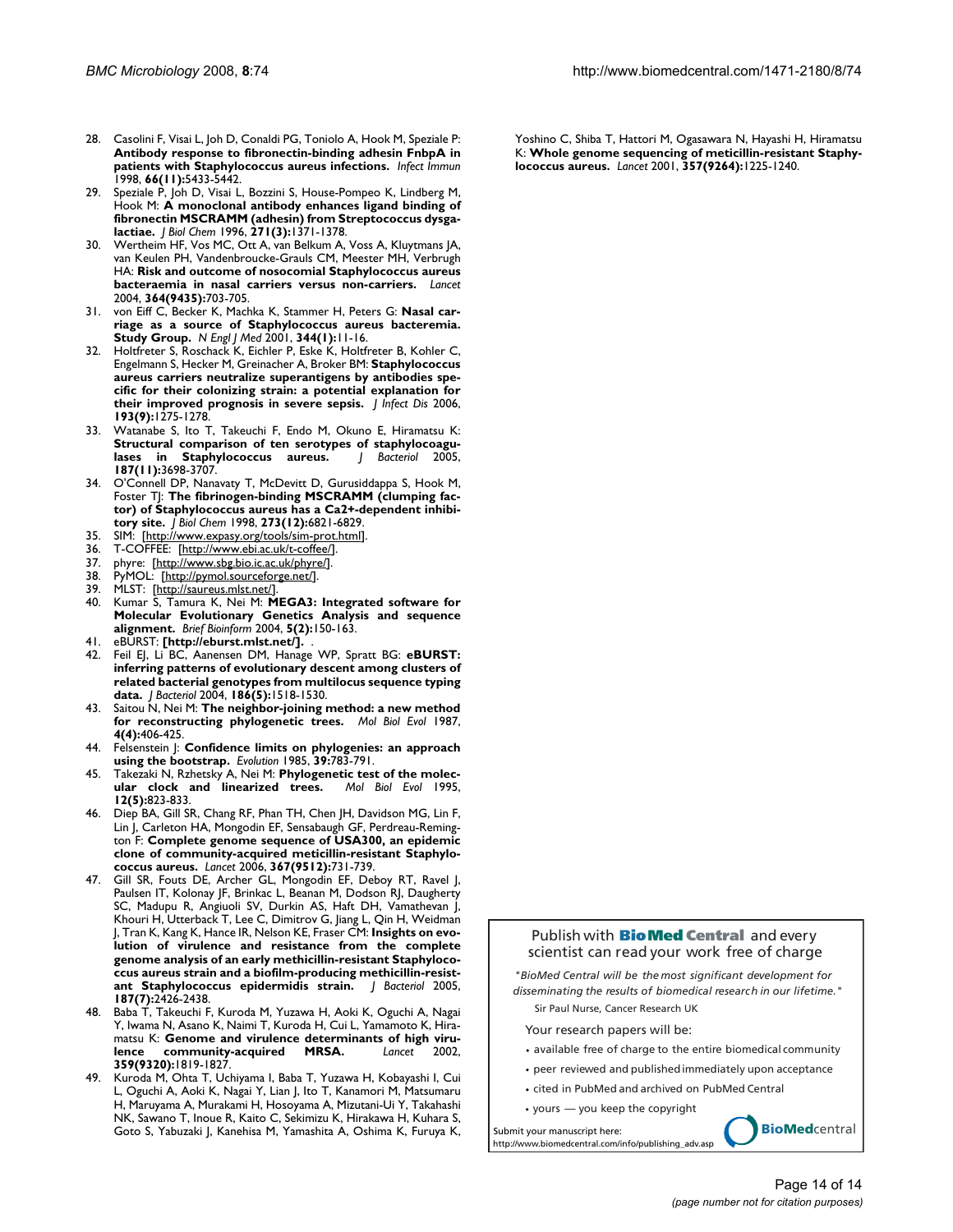28. Casolini F, Visai L, Joh D, Conaldi PG, Toniolo A, Hook M, Speziale P: **Antibody response to fibronectin-binding adhesin FnbpA in patients with Staphylococcus aureus infections.** *Infect Immun* 1998, **66(11):**5433-5442.
29. Speziale P, Joh D, Visai L, Bozzini S, House-Pompeo K, Lindberg M, Hook M: **A monoclonal antibody enhances ligand binding of fibronectin MSCRAMM (adhesin) from Streptococcus dysgalactiae.** *J Biol Chem* 1996, **271(3):**1371-1378.
30. Wertheim HF, Vos MC, Ott A, van Belkum A, Voss A, Kluytmans JA, van Keulen PH, Vandenbroucke-Grauls CM, Meester MH, Verbrugh HA: **Risk and outcome of nosocomial Staphylococcus aureus bacteraemia in nasal carriers versus non-carriers.** *Lancet* 2004, **364(9435):**703-705.
31. von Eiff C, Becker K, Machka K, Stammer H, Peters G: **Nasal carriage as a source of Staphylococcus aureus bacteremia. Study Group.** *N Engl J Med* 2001, **344(1):**11-16.
32. Holtfreter S, Roschack K, Eichler P, Eske K, Holtfreter B, Kohler C, Engelmann S, Hecker M, Greinacher A, Broker BM: **Staphylococcus aureus carriers neutralize superantigens by antibodies specific for their colonizing strain: a potential explanation for their improved prognosis in severe sepsis.** *J Infect Dis* 2006, **193(9):**1275-1278.
33. Watanabe S, Ito T, Takeuchi F, Endo M, Okuno E, Hiramatsu K: **Structural comparison of ten serotypes of staphylocoagulases in Staphylococcus aureus.** *J Bacteriol* 2005, **187(11):**3698-3707.
34. O'Connell DP, Nanavaty T, McDevitt D, Gurusiddappa S, Hook M, Foster TJ: **The fibrinogen-binding MSCRAMM (clumping factor) of Staphylococcus aureus has a Ca2+-dependent inhibitory site.** *J Biol Chem* 1998, **273(12):**6821-6829.
35. SIM: [http://www.expasy.org/tools/sim-prot.html].
36. T-COFFEE: [http://www.ebi.ac.uk/t-coffee/].
37. phyre: [http://www.sbg.bio.ic.ac.uk/phyre/].
38. PyMOL: [http://pymol.sourceforge.net/].
39. MLST: [http://saureus.mlst.net/].
40. Kumar S, Tamura K, Nei M: **MEGA3: Integrated software for Molecular Evolutionary Genetics Analysis and sequence alignment.** *Brief Bioinform* 2004, **5(2):**150-163.
41. eBURST: **[http://eburst.mlst.net/].** .
42. Feil EJ, Li BC, Aanensen DM, Hanage WP, Spratt BG: **eBURST: inferring patterns of evolutionary descent among clusters of related bacterial genotypes from multilocus sequence typing data.** *J Bacteriol* 2004, **186(5):**1518-1530.
43. Saitou N, Nei M: **The neighbor-joining method: a new method for reconstructing phylogenetic trees.** *Mol Biol Evol* 1987, **4(4):**406-425.
44. Felsenstein J: **Confidence limits on phylogenies: an approach using the bootstrap.** *Evolution* 1985, **39:**783-791.
45. Takezaki N, Rzhetsky A, Nei M: **Phylogenetic test of the molecular clock and linearized trees.** *Mol Biol Evol* 1995, **12(5):**823-833.
46. Diep BA, Gill SR, Chang RF, Phan TH, Chen JH, Davidson MG, Lin F, Lin J, Carleton HA, Mongodin EF, Sensabaugh GF, Perdreau-Remington F: **Complete genome sequence of USA300, an epidemic clone of community-acquired meticillin-resistant Staphylococcus aureus.** *Lancet* 2006, **367(9512):**731-739.
47. Gill SR, Fouts DE, Archer GL, Mongodin EF, Deboy RT, Ravel J, Paulsen IT, Kolonay JF, Brinkac L, Beanan M, Dodson RJ, Daugherty SC, Madupu R, Angiuoli SV, Durkin AS, Haft DH, Vamathevan J, Khouri H, Utterback T, Lee C, Dimitrov G, Jiang L, Qin H, Weidman J, Tran K, Kang K, Hance IR, Nelson KE, Fraser CM: **Insights on evolution of virulence and resistance from the complete genome analysis of an early methicillin-resistant Staphylococcus aureus strain and a biofilm-producing methicillin-resistant Staphylococcus epidermidis strain.** *J Bacteriol* 2005, **187(7):**2426-2438.
48. Baba T, Takeuchi F, Kuroda M, Yuzawa H, Aoki K, Oguchi A, Nagai Y, Iwama N, Asano K, Naimi T, Kuroda H, Cui L, Yamamoto K, Hiramatsu K: **Genome and virulence determinants of high virulence community-acquired MRSA.** *Lancet* 2002, **359(9320):**1819-1827.
49. Kuroda M, Ohta T, Uchiyama I, Baba T, Yuzawa H, Kobayashi I, Cui L, Oguchi A, Aoki K, Nagai Y, Lian J, Ito T, Kanamori M, Matsumaru H, Maruyama A, Murakami H, Hosoyama A, Mizutani-Ui Y, Takahashi NK, Sawano T, Inoue R, Kaito C, Sekimizu K, Hirakawa H, Kuhara S, Goto S, Yabuzaki J, Kanehisa M, Yamashita A, Oshima K, Furuya K, Yoshino C, Shiba T, Hattori M, Ogasawara N, Hayashi H, Hiramatsu K: **Whole genome sequencing of meticillin-resistant Staphylococcus aureus.** *Lancet* 2001, **357(9264):**1225-1240.

Publish with **BioMed Central** and every scientist can read your work free of charge

*"BioMed Central will be the most significant development for disseminating the results of biomedical research in our lifetime."*

Sir Paul Nurse, Cancer Research UK

Your research papers will be:

- available free of charge to the entire biomedical community
- peer reviewed and published immediately upon acceptance
- cited in PubMed and archived on PubMed Central
- yours — you keep the copyright

Submit your manuscript here:
http://www.biomedcentral.com/info/publishing_adv.asp

BioMedcentral